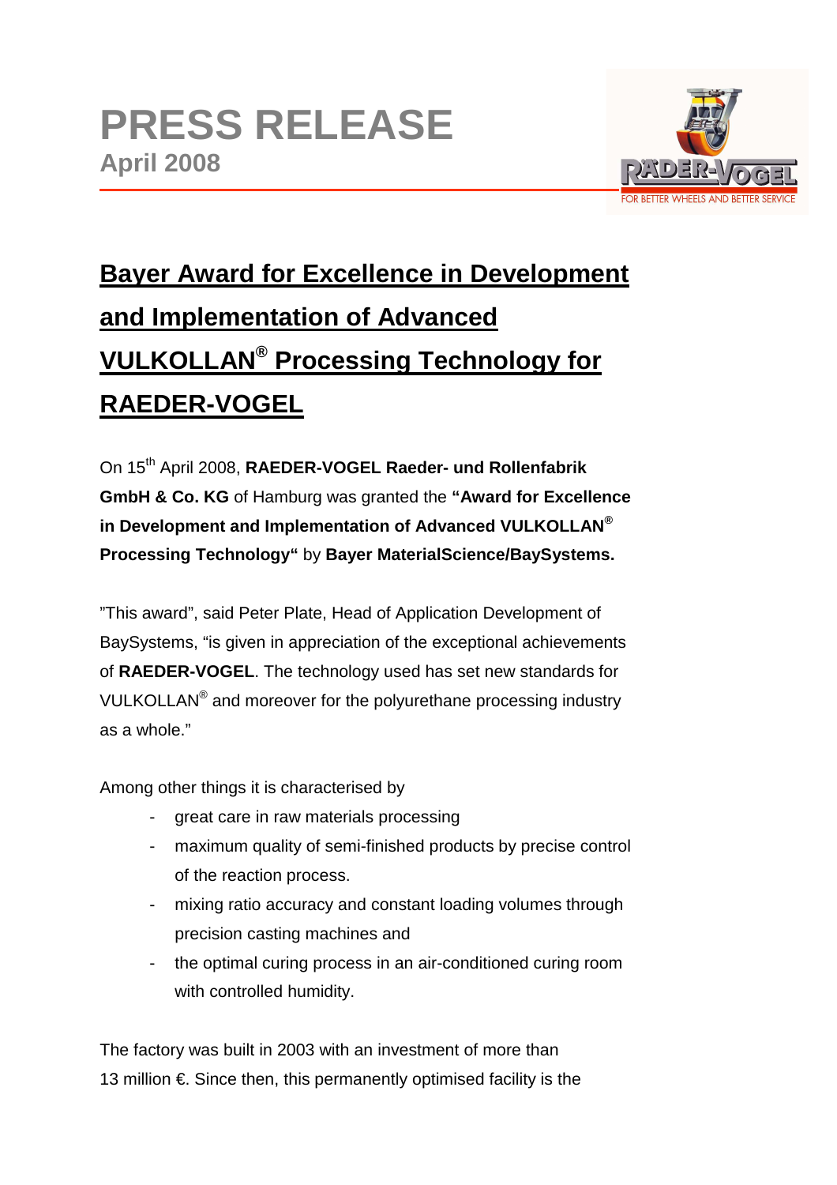# PRESS RELEASE

**April 2008**

## Bayer Award for Excellence in Development and Implementation of Advanced VULKOLLAN® Processing Technology for RAEDER-VOGEL

On 15th April 2008, **RAEDER-VOGEL Raeder- und Rollenfabrik GmbH & Co. KG** of Hamburg was granted the **"Award for Excellence in Development and Implementation of Advanced VULKOLLAN® Processing Technology"** by **Bayer MaterialScience/BaySystems.**

"This award", said Peter Plate, Head of Application Development of BaySystems, "is given in appreciation of the exceptional achievements of **RAEDER-VOGEL**. The technology used has set new standards for VULKOLLAN® and moreover for the polyurethane processing industry as a whole."

Among other things it is characterised by

- great care in raw materials processing
- maximum quality of semi-finished products by precise control of the reaction process.
- mixing ratio accuracy and constant loading volumes through precision casting machines and
- the optimal curing process in an air-conditioned curing room with controlled humidity.

The factory was built in 2003 with an investment of more than 13 million €. Since then, this permanently optimised facility is the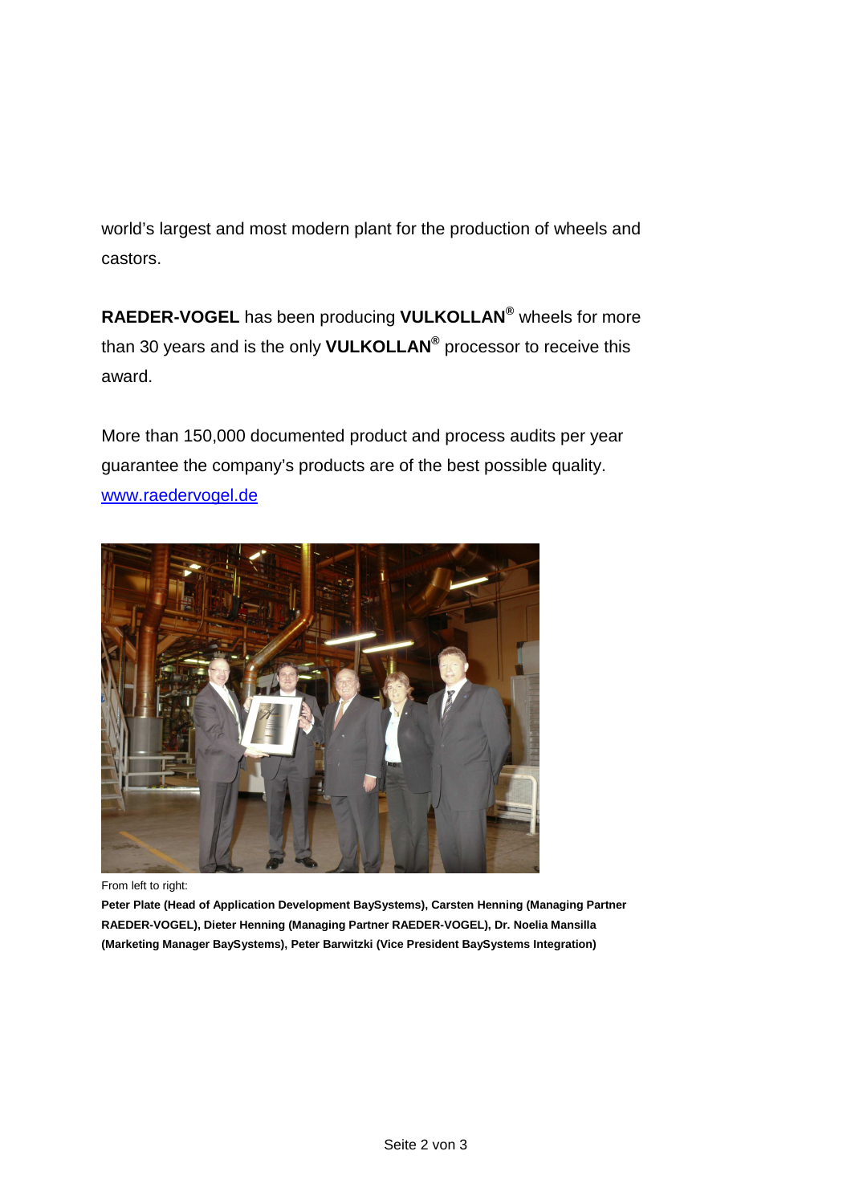world's largest and most modern plant for the production of wheels and castors.

**RAEDER-VOGEL** has been producing **VULKOLLAN®** wheels for more than 30 years and is the only **VULKOLLAN®** processor to receive this award.

More than 150,000 documented product and process audits per year guarantee the company's products are of the best possible quality.
[www.raedervogel.de](http://www.raedervogel.de)

From left to right:

**Peter Plate (Head of Application Development BaySystems), Carsten Henning (Managing Partner RAEDER-VOGEL), Dieter Henning (Managing Partner RAEDER-VOGEL), Dr. Noelia Mansilla (Marketing Manager BaySystems), Peter Barwitzki (Vice President BaySystems Integration)**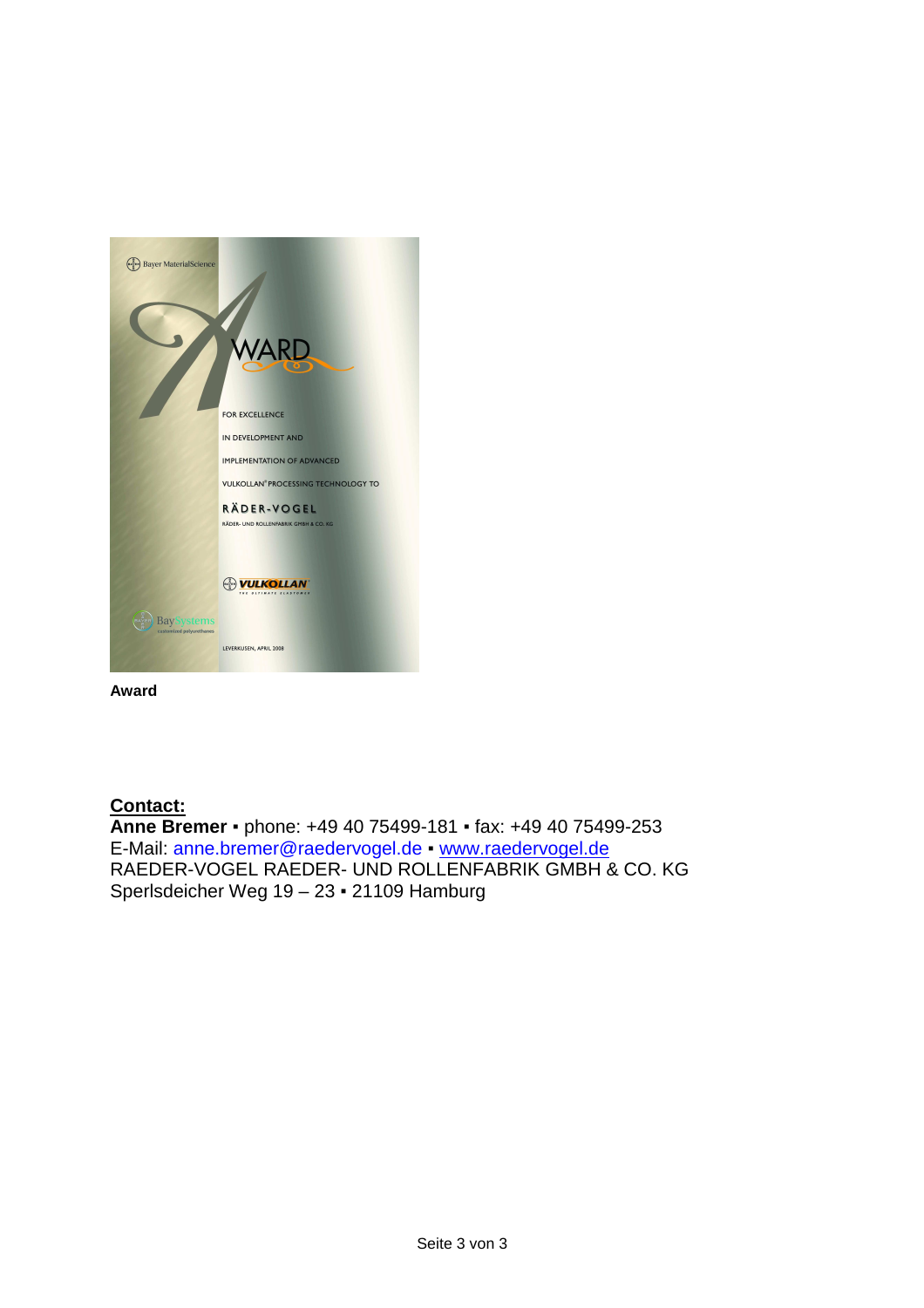**Award**

**Contact:**

**Anne Bremer** ▪ phone: +49 40 75499-181 ▪ fax: +49 40 75499-253
E-Mail: anne.bremer@raedervogel.de ▪ www.raedervogel.de
RAEDER-VOGEL RAEDER- UND ROLLENFABRIK GMBH & CO. KG
Sperlsdeicher Weg 19 – 23 ▪ 21109 Hamburg